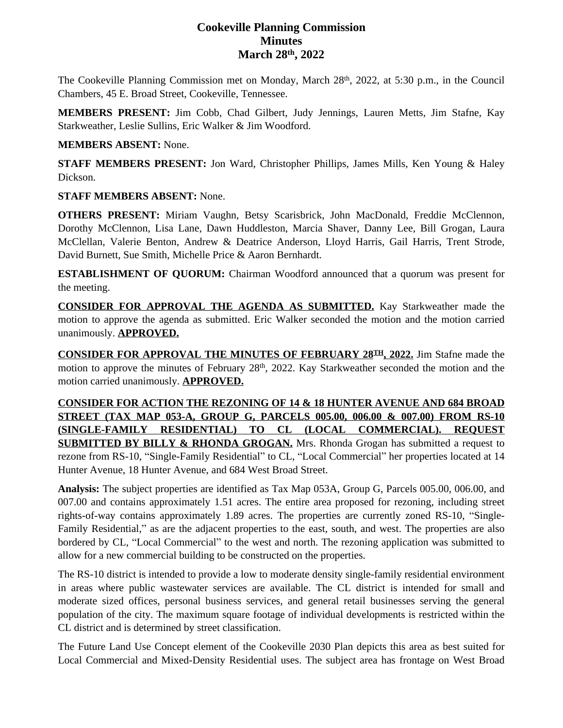# Cookeville Planning Commission
# Minutes
# March 28th, 2022

The Cookeville Planning Commission met on Monday, March 28th, 2022, at 5:30 p.m., in the Council Chambers, 45 E. Broad Street, Cookeville, Tennessee.

**MEMBERS PRESENT:** Jim Cobb, Chad Gilbert, Judy Jennings, Lauren Metts, Jim Stafne, Kay Starkweather, Leslie Sullins, Eric Walker & Jim Woodford.

**MEMBERS ABSENT:** None.

**STAFF MEMBERS PRESENT:** Jon Ward, Christopher Phillips, James Mills, Ken Young & Haley Dickson.

**STAFF MEMBERS ABSENT:** None.

**OTHERS PRESENT:** Miriam Vaughn, Betsy Scarisbrick, John MacDonald, Freddie McClennon, Dorothy McClennon, Lisa Lane, Dawn Huddleston, Marcia Shaver, Danny Lee, Bill Grogan, Laura McClellan, Valerie Benton, Andrew & Deatrice Anderson, Lloyd Harris, Gail Harris, Trent Strode, David Burnett, Sue Smith, Michelle Price & Aaron Bernhardt.

**ESTABLISHMENT OF QUORUM:** Chairman Woodford announced that a quorum was present for the meeting.

**CONSIDER FOR APPROVAL THE AGENDA AS SUBMITTED.** Kay Starkweather made the motion to approve the agenda as submitted. Eric Walker seconded the motion and the motion carried unanimously. **APPROVED.**

**CONSIDER FOR APPROVAL THE MINUTES OF FEBRUARY 28TH, 2022.** Jim Stafne made the motion to approve the minutes of February 28th, 2022. Kay Starkweather seconded the motion and the motion carried unanimously. **APPROVED.**

**CONSIDER FOR ACTION THE REZONING OF 14 & 18 HUNTER AVENUE AND 684 BROAD STREET (TAX MAP 053-A, GROUP G, PARCELS 005.00, 006.00 & 007.00) FROM RS-10 (SINGLE-FAMILY RESIDENTIAL) TO CL (LOCAL COMMERCIAL). REQUEST SUBMITTED BY BILLY & RHONDA GROGAN.** Mrs. Rhonda Grogan has submitted a request to rezone from RS-10, "Single-Family Residential" to CL, "Local Commercial" her properties located at 14 Hunter Avenue, 18 Hunter Avenue, and 684 West Broad Street.

**Analysis:** The subject properties are identified as Tax Map 053A, Group G, Parcels 005.00, 006.00, and 007.00 and contains approximately 1.51 acres. The entire area proposed for rezoning, including street rights-of-way contains approximately 1.89 acres. The properties are currently zoned RS-10, "Single-Family Residential," as are the adjacent properties to the east, south, and west. The properties are also bordered by CL, "Local Commercial" to the west and north. The rezoning application was submitted to allow for a new commercial building to be constructed on the properties.

The RS-10 district is intended to provide a low to moderate density single-family residential environment in areas where public wastewater services are available. The CL district is intended for small and moderate sized offices, personal business services, and general retail businesses serving the general population of the city. The maximum square footage of individual developments is restricted within the CL district and is determined by street classification.

The Future Land Use Concept element of the Cookeville 2030 Plan depicts this area as best suited for Local Commercial and Mixed-Density Residential uses. The subject area has frontage on West Broad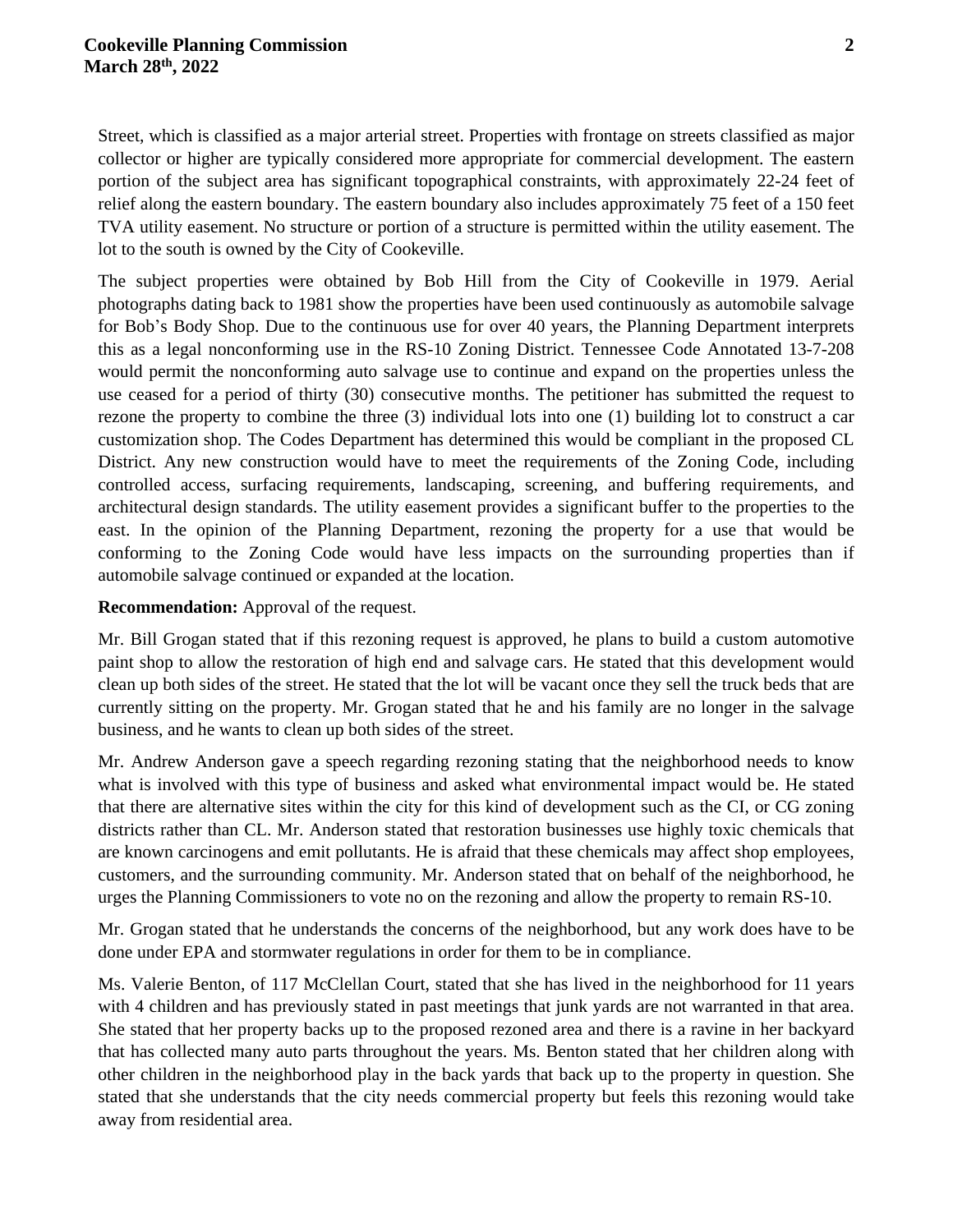Street, which is classified as a major arterial street. Properties with frontage on streets classified as major collector or higher are typically considered more appropriate for commercial development. The eastern portion of the subject area has significant topographical constraints, with approximately 22-24 feet of relief along the eastern boundary. The eastern boundary also includes approximately 75 feet of a 150 feet TVA utility easement. No structure or portion of a structure is permitted within the utility easement. The lot to the south is owned by the City of Cookeville.

The subject properties were obtained by Bob Hill from the City of Cookeville in 1979. Aerial photographs dating back to 1981 show the properties have been used continuously as automobile salvage for Bob's Body Shop. Due to the continuous use for over 40 years, the Planning Department interprets this as a legal nonconforming use in the RS-10 Zoning District. Tennessee Code Annotated 13-7-208 would permit the nonconforming auto salvage use to continue and expand on the properties unless the use ceased for a period of thirty (30) consecutive months. The petitioner has submitted the request to rezone the property to combine the three (3) individual lots into one (1) building lot to construct a car customization shop. The Codes Department has determined this would be compliant in the proposed CL District. Any new construction would have to meet the requirements of the Zoning Code, including controlled access, surfacing requirements, landscaping, screening, and buffering requirements, and architectural design standards. The utility easement provides a significant buffer to the properties to the east. In the opinion of the Planning Department, rezoning the property for a use that would be conforming to the Zoning Code would have less impacts on the surrounding properties than if automobile salvage continued or expanded at the location.

**Recommendation:** Approval of the request.

Mr. Bill Grogan stated that if this rezoning request is approved, he plans to build a custom automotive paint shop to allow the restoration of high end and salvage cars. He stated that this development would clean up both sides of the street. He stated that the lot will be vacant once they sell the truck beds that are currently sitting on the property. Mr. Grogan stated that he and his family are no longer in the salvage business, and he wants to clean up both sides of the street.

Mr. Andrew Anderson gave a speech regarding rezoning stating that the neighborhood needs to know what is involved with this type of business and asked what environmental impact would be. He stated that there are alternative sites within the city for this kind of development such as the CI, or CG zoning districts rather than CL. Mr. Anderson stated that restoration businesses use highly toxic chemicals that are known carcinogens and emit pollutants. He is afraid that these chemicals may affect shop employees, customers, and the surrounding community. Mr. Anderson stated that on behalf of the neighborhood, he urges the Planning Commissioners to vote no on the rezoning and allow the property to remain RS-10.

Mr. Grogan stated that he understands the concerns of the neighborhood, but any work does have to be done under EPA and stormwater regulations in order for them to be in compliance.

Ms. Valerie Benton, of 117 McClellan Court, stated that she has lived in the neighborhood for 11 years with 4 children and has previously stated in past meetings that junk yards are not warranted in that area. She stated that her property backs up to the proposed rezoned area and there is a ravine in her backyard that has collected many auto parts throughout the years. Ms. Benton stated that her children along with other children in the neighborhood play in the back yards that back up to the property in question. She stated that she understands that the city needs commercial property but feels this rezoning would take away from residential area.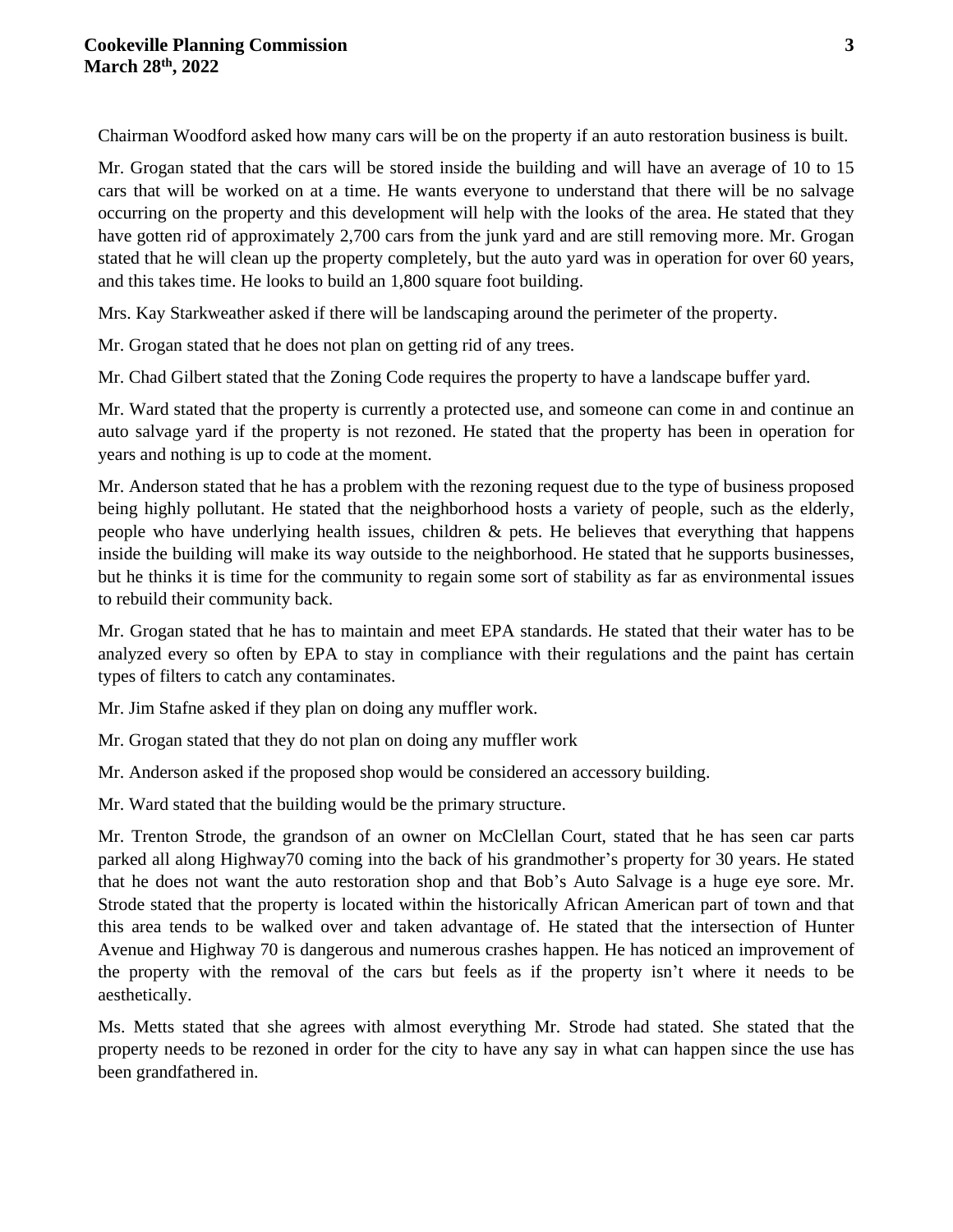Chairman Woodford asked how many cars will be on the property if an auto restoration business is built.

Mr. Grogan stated that the cars will be stored inside the building and will have an average of 10 to 15 cars that will be worked on at a time. He wants everyone to understand that there will be no salvage occurring on the property and this development will help with the looks of the area. He stated that they have gotten rid of approximately 2,700 cars from the junk yard and are still removing more. Mr. Grogan stated that he will clean up the property completely, but the auto yard was in operation for over 60 years, and this takes time. He looks to build an 1,800 square foot building.

Mrs. Kay Starkweather asked if there will be landscaping around the perimeter of the property.

Mr. Grogan stated that he does not plan on getting rid of any trees.

Mr. Chad Gilbert stated that the Zoning Code requires the property to have a landscape buffer yard.

Mr. Ward stated that the property is currently a protected use, and someone can come in and continue an auto salvage yard if the property is not rezoned. He stated that the property has been in operation for years and nothing is up to code at the moment.

Mr. Anderson stated that he has a problem with the rezoning request due to the type of business proposed being highly pollutant. He stated that the neighborhood hosts a variety of people, such as the elderly, people who have underlying health issues, children & pets. He believes that everything that happens inside the building will make its way outside to the neighborhood. He stated that he supports businesses, but he thinks it is time for the community to regain some sort of stability as far as environmental issues to rebuild their community back.

Mr. Grogan stated that he has to maintain and meet EPA standards. He stated that their water has to be analyzed every so often by EPA to stay in compliance with their regulations and the paint has certain types of filters to catch any contaminates.

Mr. Jim Stafne asked if they plan on doing any muffler work.

Mr. Grogan stated that they do not plan on doing any muffler work

Mr. Anderson asked if the proposed shop would be considered an accessory building.

Mr. Ward stated that the building would be the primary structure.

Mr. Trenton Strode, the grandson of an owner on McClellan Court, stated that he has seen car parts parked all along Highway70 coming into the back of his grandmother's property for 30 years. He stated that he does not want the auto restoration shop and that Bob's Auto Salvage is a huge eye sore. Mr. Strode stated that the property is located within the historically African American part of town and that this area tends to be walked over and taken advantage of. He stated that the intersection of Hunter Avenue and Highway 70 is dangerous and numerous crashes happen. He has noticed an improvement of the property with the removal of the cars but feels as if the property isn't where it needs to be aesthetically.

Ms. Metts stated that she agrees with almost everything Mr. Strode had stated. She stated that the property needs to be rezoned in order for the city to have any say in what can happen since the use has been grandfathered in.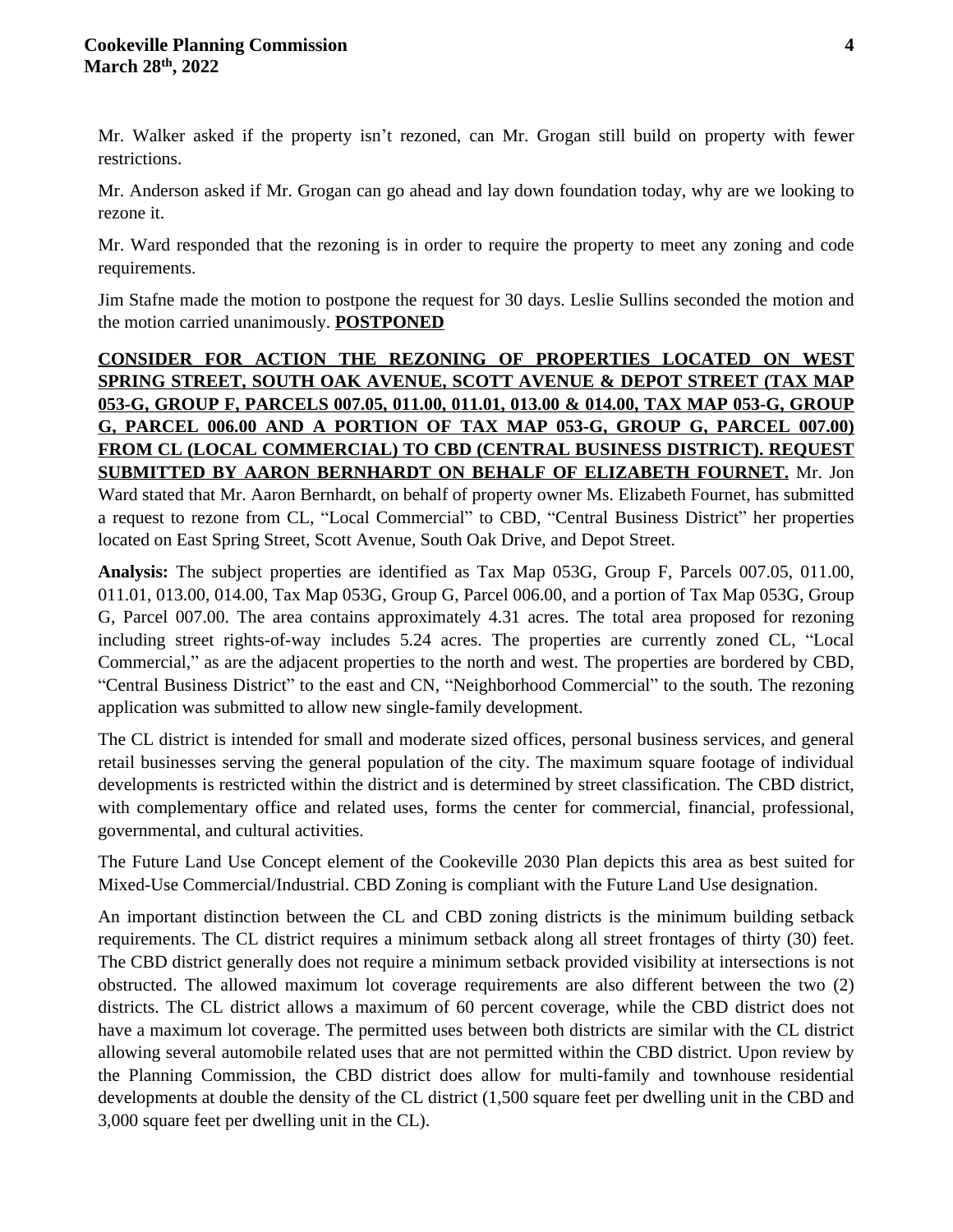Mr. Walker asked if the property isn't rezoned, can Mr. Grogan still build on property with fewer restrictions.

Mr. Anderson asked if Mr. Grogan can go ahead and lay down foundation today, why are we looking to rezone it.

Mr. Ward responded that the rezoning is in order to require the property to meet any zoning and code requirements.

Jim Stafne made the motion to postpone the request for 30 days. Leslie Sullins seconded the motion and the motion carried unanimously. **POSTPONED**

**CONSIDER FOR ACTION THE REZONING OF PROPERTIES LOCATED ON WEST SPRING STREET, SOUTH OAK AVENUE, SCOTT AVENUE & DEPOT STREET (TAX MAP 053-G, GROUP F, PARCELS 007.05, 011.00, 011.01, 013.00 & 014.00, TAX MAP 053-G, GROUP G, PARCEL 006.00 AND A PORTION OF TAX MAP 053-G, GROUP G, PARCEL 007.00) FROM CL (LOCAL COMMERCIAL) TO CBD (CENTRAL BUSINESS DISTRICT). REQUEST SUBMITTED BY AARON BERNHARDT ON BEHALF OF ELIZABETH FOURNET.** Mr. Jon Ward stated that Mr. Aaron Bernhardt, on behalf of property owner Ms. Elizabeth Fournet, has submitted a request to rezone from CL, "Local Commercial" to CBD, "Central Business District" her properties located on East Spring Street, Scott Avenue, South Oak Drive, and Depot Street.

**Analysis:** The subject properties are identified as Tax Map 053G, Group F, Parcels 007.05, 011.00, 011.01, 013.00, 014.00, Tax Map 053G, Group G, Parcel 006.00, and a portion of Tax Map 053G, Group G, Parcel 007.00. The area contains approximately 4.31 acres. The total area proposed for rezoning including street rights-of-way includes 5.24 acres. The properties are currently zoned CL, "Local Commercial," as are the adjacent properties to the north and west. The properties are bordered by CBD, "Central Business District" to the east and CN, "Neighborhood Commercial" to the south. The rezoning application was submitted to allow new single-family development.

The CL district is intended for small and moderate sized offices, personal business services, and general retail businesses serving the general population of the city. The maximum square footage of individual developments is restricted within the district and is determined by street classification. The CBD district, with complementary office and related uses, forms the center for commercial, financial, professional, governmental, and cultural activities.

The Future Land Use Concept element of the Cookeville 2030 Plan depicts this area as best suited for Mixed-Use Commercial/Industrial. CBD Zoning is compliant with the Future Land Use designation.

An important distinction between the CL and CBD zoning districts is the minimum building setback requirements. The CL district requires a minimum setback along all street frontages of thirty (30) feet. The CBD district generally does not require a minimum setback provided visibility at intersections is not obstructed. The allowed maximum lot coverage requirements are also different between the two (2) districts. The CL district allows a maximum of 60 percent coverage, while the CBD district does not have a maximum lot coverage. The permitted uses between both districts are similar with the CL district allowing several automobile related uses that are not permitted within the CBD district. Upon review by the Planning Commission, the CBD district does allow for multi-family and townhouse residential developments at double the density of the CL district (1,500 square feet per dwelling unit in the CBD and 3,000 square feet per dwelling unit in the CL).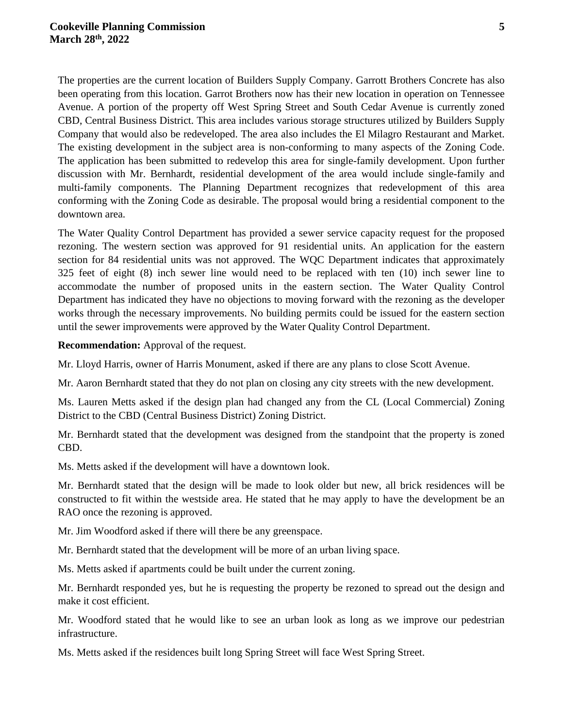The properties are the current location of Builders Supply Company. Garrott Brothers Concrete has also been operating from this location. Garrot Brothers now has their new location in operation on Tennessee Avenue. A portion of the property off West Spring Street and South Cedar Avenue is currently zoned CBD, Central Business District. This area includes various storage structures utilized by Builders Supply Company that would also be redeveloped. The area also includes the El Milagro Restaurant and Market. The existing development in the subject area is non-conforming to many aspects of the Zoning Code. The application has been submitted to redevelop this area for single-family development. Upon further discussion with Mr. Bernhardt, residential development of the area would include single-family and multi-family components. The Planning Department recognizes that redevelopment of this area conforming with the Zoning Code as desirable. The proposal would bring a residential component to the downtown area.

The Water Quality Control Department has provided a sewer service capacity request for the proposed rezoning. The western section was approved for 91 residential units. An application for the eastern section for 84 residential units was not approved. The WQC Department indicates that approximately 325 feet of eight (8) inch sewer line would need to be replaced with ten (10) inch sewer line to accommodate the number of proposed units in the eastern section. The Water Quality Control Department has indicated they have no objections to moving forward with the rezoning as the developer works through the necessary improvements. No building permits could be issued for the eastern section until the sewer improvements were approved by the Water Quality Control Department.

**Recommendation:** Approval of the request.

Mr. Lloyd Harris, owner of Harris Monument, asked if there are any plans to close Scott Avenue.

Mr. Aaron Bernhardt stated that they do not plan on closing any city streets with the new development.

Ms. Lauren Metts asked if the design plan had changed any from the CL (Local Commercial) Zoning District to the CBD (Central Business District) Zoning District.

Mr. Bernhardt stated that the development was designed from the standpoint that the property is zoned CBD.

Ms. Metts asked if the development will have a downtown look.

Mr. Bernhardt stated that the design will be made to look older but new, all brick residences will be constructed to fit within the westside area. He stated that he may apply to have the development be an RAO once the rezoning is approved.

Mr. Jim Woodford asked if there will there be any greenspace.

Mr. Bernhardt stated that the development will be more of an urban living space.

Ms. Metts asked if apartments could be built under the current zoning.

Mr. Bernhardt responded yes, but he is requesting the property be rezoned to spread out the design and make it cost efficient.

Mr. Woodford stated that he would like to see an urban look as long as we improve our pedestrian infrastructure.

Ms. Metts asked if the residences built long Spring Street will face West Spring Street.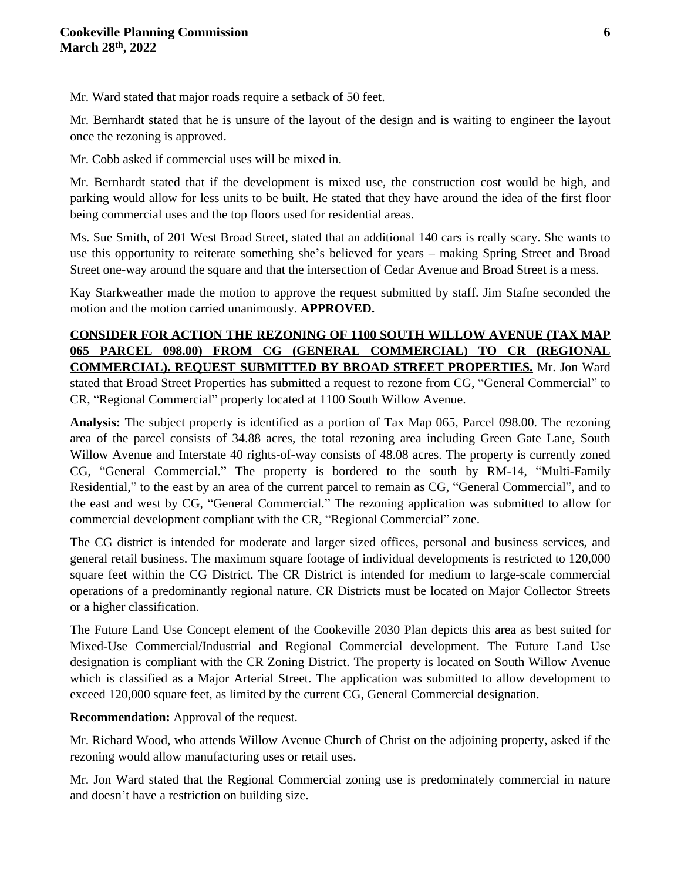Mr. Ward stated that major roads require a setback of 50 feet.

Mr. Bernhardt stated that he is unsure of the layout of the design and is waiting to engineer the layout once the rezoning is approved.

Mr. Cobb asked if commercial uses will be mixed in.

Mr. Bernhardt stated that if the development is mixed use, the construction cost would be high, and parking would allow for less units to be built. He stated that they have around the idea of the first floor being commercial uses and the top floors used for residential areas.

Ms. Sue Smith, of 201 West Broad Street, stated that an additional 140 cars is really scary. She wants to use this opportunity to reiterate something she's believed for years – making Spring Street and Broad Street one-way around the square and that the intersection of Cedar Avenue and Broad Street is a mess.

Kay Starkweather made the motion to approve the request submitted by staff. Jim Stafne seconded the motion and the motion carried unanimously. **APPROVED.**

**CONSIDER FOR ACTION THE REZONING OF 1100 SOUTH WILLOW AVENUE (TAX MAP 065 PARCEL 098.00) FROM CG (GENERAL COMMERCIAL) TO CR (REGIONAL COMMERCIAL). REQUEST SUBMITTED BY BROAD STREET PROPERTIES.** Mr. Jon Ward stated that Broad Street Properties has submitted a request to rezone from CG, "General Commercial" to CR, "Regional Commercial" property located at 1100 South Willow Avenue.

**Analysis:** The subject property is identified as a portion of Tax Map 065, Parcel 098.00. The rezoning area of the parcel consists of 34.88 acres, the total rezoning area including Green Gate Lane, South Willow Avenue and Interstate 40 rights-of-way consists of 48.08 acres. The property is currently zoned CG, "General Commercial." The property is bordered to the south by RM-14, "Multi-Family Residential," to the east by an area of the current parcel to remain as CG, "General Commercial", and to the east and west by CG, "General Commercial." The rezoning application was submitted to allow for commercial development compliant with the CR, "Regional Commercial" zone.

The CG district is intended for moderate and larger sized offices, personal and business services, and general retail business. The maximum square footage of individual developments is restricted to 120,000 square feet within the CG District. The CR District is intended for medium to large-scale commercial operations of a predominantly regional nature. CR Districts must be located on Major Collector Streets or a higher classification.

The Future Land Use Concept element of the Cookeville 2030 Plan depicts this area as best suited for Mixed-Use Commercial/Industrial and Regional Commercial development. The Future Land Use designation is compliant with the CR Zoning District. The property is located on South Willow Avenue which is classified as a Major Arterial Street. The application was submitted to allow development to exceed 120,000 square feet, as limited by the current CG, General Commercial designation.

**Recommendation:** Approval of the request.

Mr. Richard Wood, who attends Willow Avenue Church of Christ on the adjoining property, asked if the rezoning would allow manufacturing uses or retail uses.

Mr. Jon Ward stated that the Regional Commercial zoning use is predominately commercial in nature and doesn't have a restriction on building size.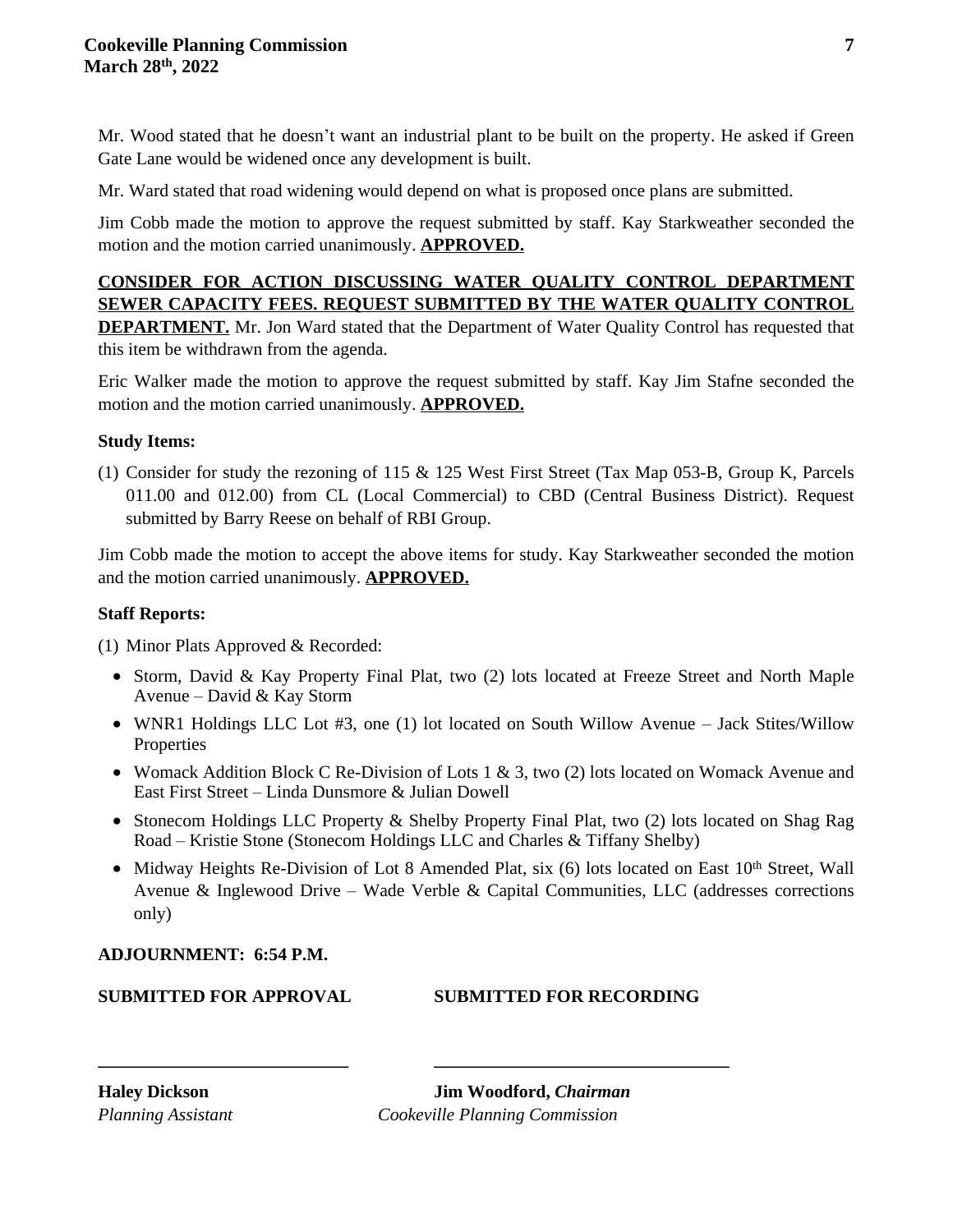Mr. Wood stated that he doesn't want an industrial plant to be built on the property. He asked if Green Gate Lane would be widened once any development is built.

Mr. Ward stated that road widening would depend on what is proposed once plans are submitted.

Jim Cobb made the motion to approve the request submitted by staff. Kay Starkweather seconded the motion and the motion carried unanimously. **APPROVED.**

**CONSIDER FOR ACTION DISCUSSING WATER QUALITY CONTROL DEPARTMENT SEWER CAPACITY FEES. REQUEST SUBMITTED BY THE WATER QUALITY CONTROL DEPARTMENT.** Mr. Jon Ward stated that the Department of Water Quality Control has requested that this item be withdrawn from the agenda.

Eric Walker made the motion to approve the request submitted by staff. Kay Jim Stafne seconded the motion and the motion carried unanimously. **APPROVED.**

**Study Items:**

(1) Consider for study the rezoning of 115 & 125 West First Street (Tax Map 053-B, Group K, Parcels 011.00 and 012.00) from CL (Local Commercial) to CBD (Central Business District). Request submitted by Barry Reese on behalf of RBI Group.

Jim Cobb made the motion to accept the above items for study. Kay Starkweather seconded the motion and the motion carried unanimously. **APPROVED.**

**Staff Reports:**

(1) Minor Plats Approved & Recorded:

- Storm, David & Kay Property Final Plat, two (2) lots located at Freeze Street and North Maple Avenue – David & Kay Storm
- WNR1 Holdings LLC Lot #3, one (1) lot located on South Willow Avenue – Jack Stites/Willow Properties
- Womack Addition Block C Re-Division of Lots 1 & 3, two (2) lots located on Womack Avenue and East First Street – Linda Dunsmore & Julian Dowell
- Stonecom Holdings LLC Property & Shelby Property Final Plat, two (2) lots located on Shag Rag Road – Kristie Stone (Stonecom Holdings LLC and Charles & Tiffany Shelby)
- Midway Heights Re-Division of Lot 8 Amended Plat, six (6) lots located on East 10th Street, Wall Avenue & Inglewood Drive – Wade Verble & Capital Communities, LLC (addresses corrections only)

**ADJOURNMENT: 6:54 P.M.**

**SUBMITTED FOR APPROVAL** **SUBMITTED FOR RECORDING**

\_\_\_\_\_\_\_\_\_\_\_\_\_\_\_\_\_\_\_\_\_\_\_\_\_\_\_\_ \_\_\_\_\_\_\_\_\_\_\_\_\_\_\_\_\_\_\_\_\_\_\_\_\_\_\_\_\_\_\_\_\_

**Haley Dickson**
*Planning Assistant*

**Jim Woodford,** ***Chairman***
*Cookeville Planning Commission*